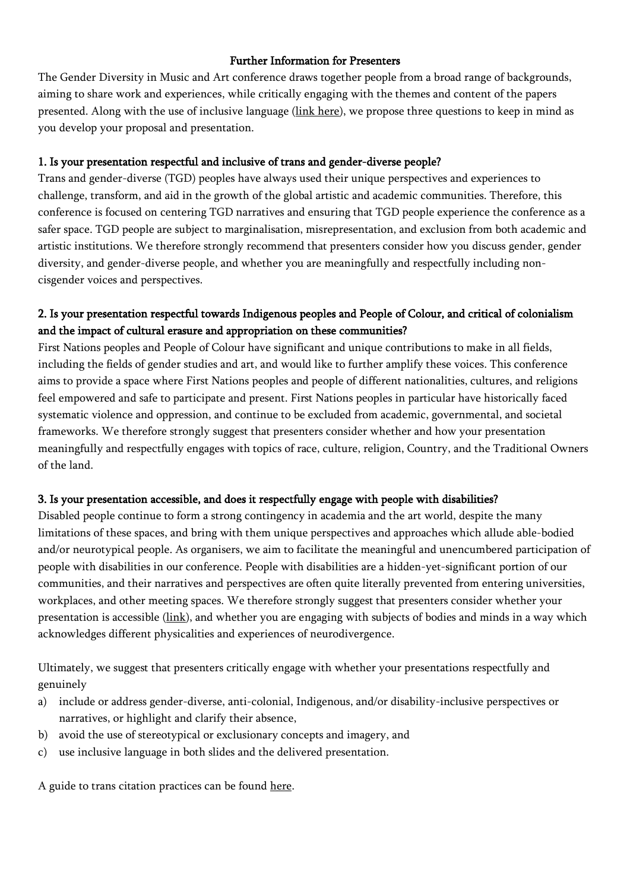# Further Information for Presenters

The Gender Diversity in Music and Art conference draws together people from a broad range of backgrounds, aiming to share work and experiences, while critically engaging with the themes and content of the papers presented. Along with the use of inclusive language (link here), we propose three questions to keep in mind as you develop your proposal and presentation.

## 1. Is your presentation respectful and inclusive of trans and gender-diverse people?

Trans and gender-diverse (TGD) peoples have always used their unique perspectives and experiences to challenge, transform, and aid in the growth of the global artistic and academic communities. Therefore, this conference is focused on centering TGD narratives and ensuring that TGD people experience the conference as a safer space. TGD people are subject to marginalisation, misrepresentation, and exclusion from both academic and artistic institutions. We therefore strongly recommend that presenters consider how you discuss gender, gender diversity, and gender-diverse people, and whether you are meaningfully and respectfully including non-cisgender voices and perspectives.

## 2. Is your presentation respectful towards Indigenous peoples and People of Colour, and critical of colonialism and the impact of cultural erasure and appropriation on these communities?

First Nations peoples and People of Colour have significant and unique contributions to make in all fields, including the fields of gender studies and art, and would like to further amplify these voices. This conference aims to provide a space where First Nations peoples and people of different nationalities, cultures, and religions feel empowered and safe to participate and present. First Nations peoples in particular have historically faced systematic violence and oppression, and continue to be excluded from academic, governmental, and societal frameworks. We therefore strongly suggest that presenters consider whether and how your presentation meaningfully and respectfully engages with topics of race, culture, religion, Country, and the Traditional Owners of the land.

## 3. Is your presentation accessible, and does it respectfully engage with people with disabilities?

Disabled people continue to form a strong contingency in academia and the art world, despite the many limitations of these spaces, and bring with them unique perspectives and approaches which allude able-bodied and/or neurotypical people. As organisers, we aim to facilitate the meaningful and unencumbered participation of people with disabilities in our conference. People with disabilities are a hidden-yet-significant portion of our communities, and their narratives and perspectives are often quite literally prevented from entering universities, workplaces, and other meeting spaces. We therefore strongly suggest that presenters consider whether your presentation is accessible (link), and whether you are engaging with subjects of bodies and minds in a way which acknowledges different physicalities and experiences of neurodivergence.

Ultimately, we suggest that presenters critically engage with whether your presentations respectfully and genuinely

a) include or address gender-diverse, anti-colonial, Indigenous, and/or disability-inclusive perspectives or narratives, or highlight and clarify their absence,
b) avoid the use of stereotypical or exclusionary concepts and imagery, and
c) use inclusive language in both slides and the delivered presentation.

A guide to trans citation practices can be found here.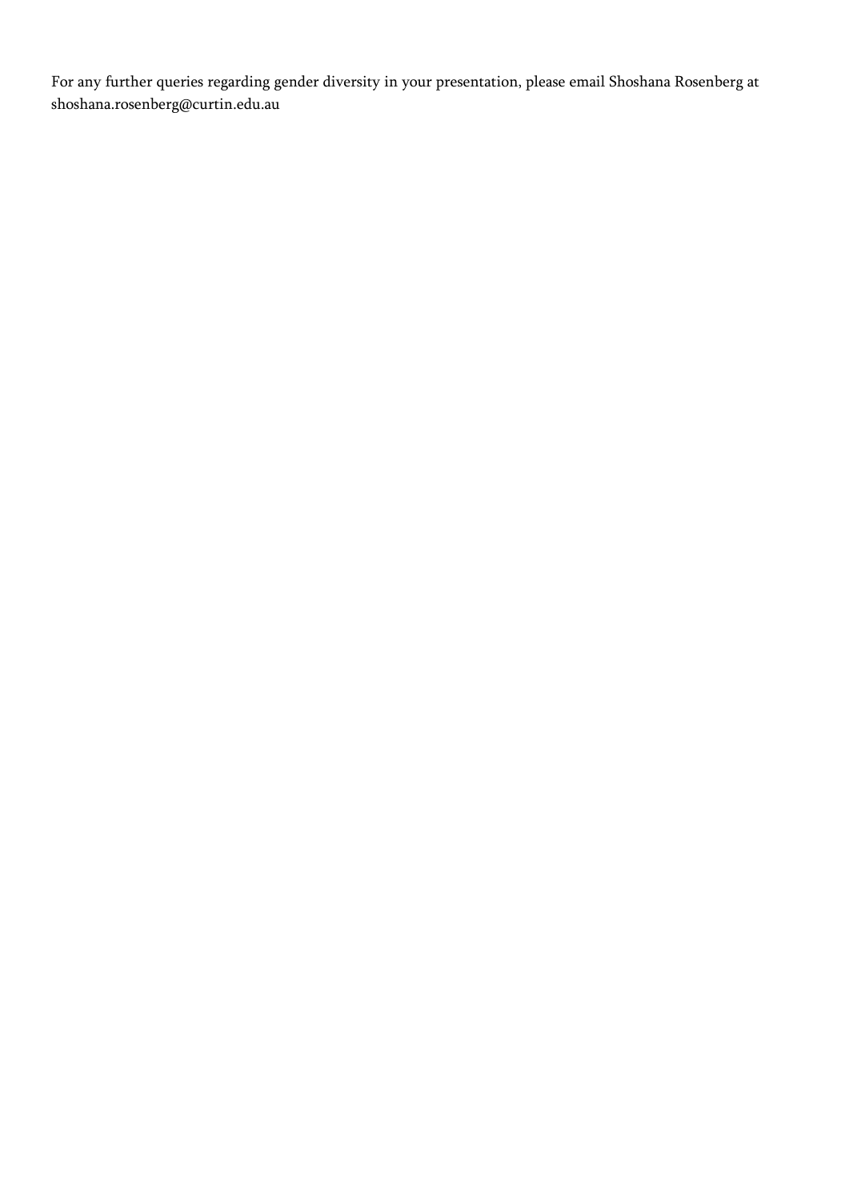For any further queries regarding gender diversity in your presentation, please email Shoshana Rosenberg at shoshana.rosenberg@curtin.edu.au